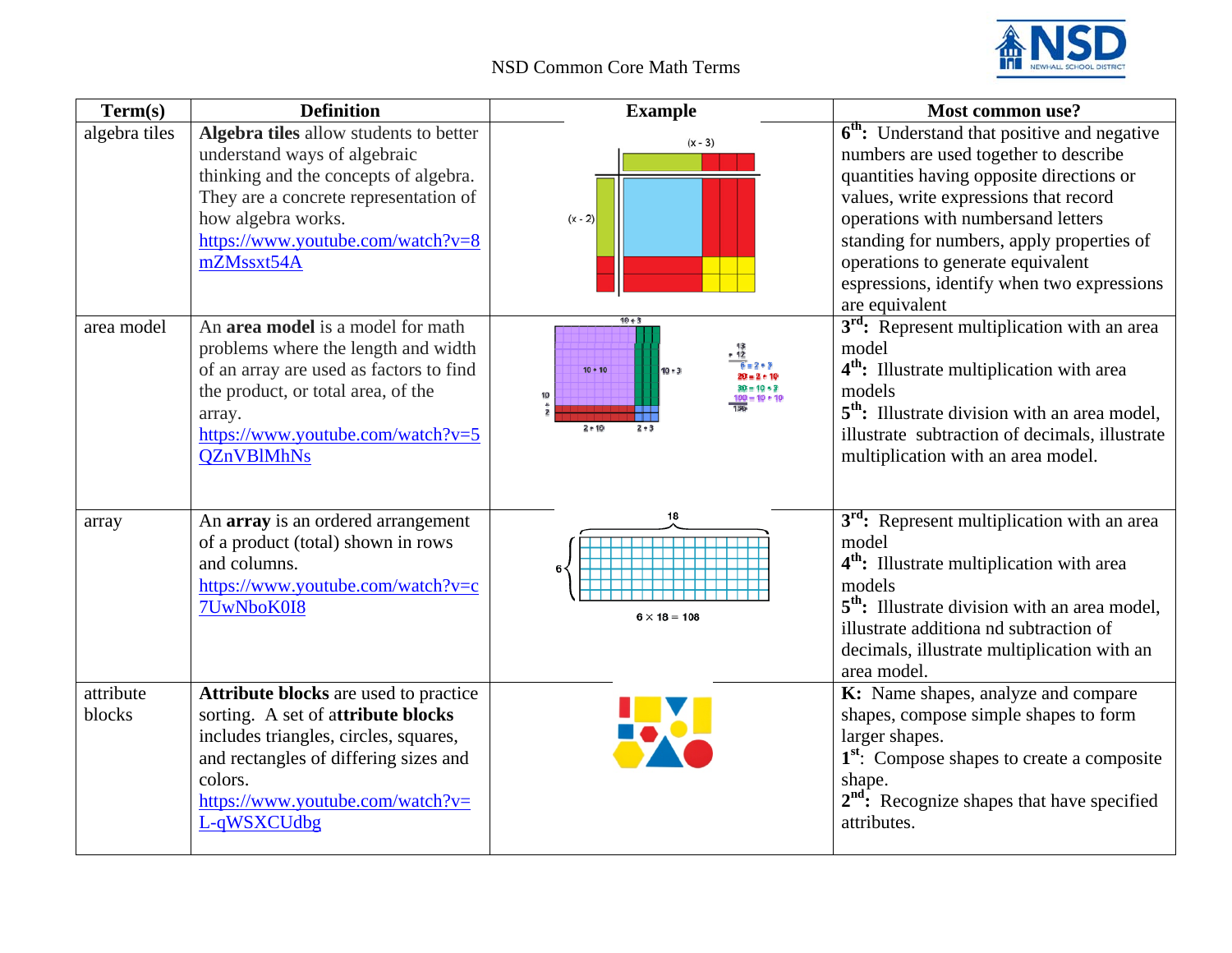# NSD Common Core Math Terms

| Term(s) | Definition | Example | Most common use? |
|---|---|---|---|
| algebra tiles | **Algebra tiles** allow students to better understand ways of algebraic thinking and the concepts of algebra. They are a concrete representation of how algebra works. https://www.youtube.com/watch?v=8mZMssxt54A | | **6th:** Understand that positive and negative numbers are used together to describe quantities having opposite directions or values, write expressions that record operations with numbersand letters standing for numbers, apply properties of operations to generate equivalent espressions, identify when two expressions are equivalent |
| area model | An **area model** is a model for math problems where the length and width of an array are used as factors to find the product, or total area, of the array. https://www.youtube.com/watch?v=5QZnVBlMhNs | | **3rd:** Represent multiplication with an area model **4th:** Illustrate multiplication with area models **5th:** Illustrate division with an area model, illustrate subtraction of decimals, illustrate multiplication with an area model. |
| array | An **array** is an ordered arrangement of a product (total) shown in rows and columns. https://www.youtube.com/watch?v=c7UwNboK0I8 | | **3rd:** Represent multiplication with an area model **4th:** Illustrate multiplication with area models **5th:** Illustrate division with an area model, illustrate additiona nd subtraction of decimals, illustrate multiplication with an area model. |
| attribute blocks | **Attribute blocks** are used to practice sorting. A set of a**ttribute blocks** includes triangles, circles, squares, and rectangles of differing sizes and colors. https://www.youtube.com/watch?v=L-qWSXCUdbg | | **K:** Name shapes, analyze and compare shapes, compose simple shapes to form larger shapes. **1st**: Compose shapes to create a composite shape. **2nd:** Recognize shapes that have specified attributes. |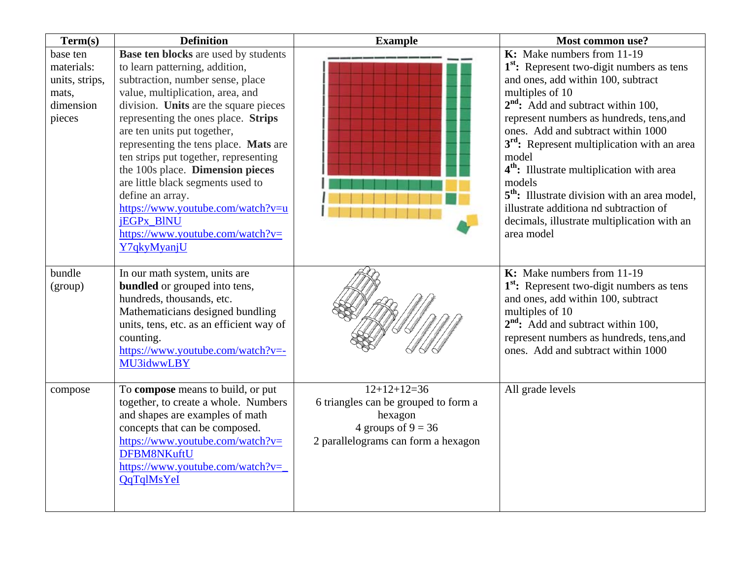| Term(s) | Definition | Example | Most common use? |
|---|---|---|---|
| base ten materials: units, strips, mats, dimension pieces | **Base ten blocks** are used by students to learn patterning, addition, subtraction, number sense, place value, multiplication, area, and division. **Units** are the square pieces representing the ones place. **Strips** are ten units put together, representing the tens place. **Mats** are ten strips put together, representing the 100s place. **Dimension pieces** are little black segments used to define an array. https://www.youtube.com/watch?v=ujEGPx_BlNU https://www.youtube.com/watch?v=Y7qkyMyanjU | | **K:** Make numbers from 11-19 **1st:** Represent two-digit numbers as tens and ones, add within 100, subtract multiples of 10 **2nd:** Add and subtract within 100, represent numbers as hundreds, tens,and ones. Add and subtract within 1000 **3rd:** Represent multiplication with an area model **4th:** Illustrate multiplication with area models **5th:** Illustrate division with an area model, illustrate additiona nd subtraction of decimals, illustrate multiplication with an area model |
| bundle (group) | In our math system, units are **bundled** or grouped into tens, hundreds, thousands, etc. Mathematicians designed bundling units, tens, etc. as an efficient way of counting. https://www.youtube.com/watch?v=-MU3idwwLBY | | **K:** Make numbers from 11-19 **1st:** Represent two-digit numbers as tens and ones, add within 100, subtract multiples of 10 **2nd:** Add and subtract within 100, represent numbers as hundreds, tens,and ones. Add and subtract within 1000 |
| compose | To **compose** means to build, or put together, to create a whole. Numbers and shapes are examples of math concepts that can be composed. https://www.youtube.com/watch?v=DFBM8NKuftU https://www.youtube.com/watch?v=_QqTqlMsYeI | 12+12+12=36 6 triangles can be grouped to form a hexagon 4 groups of 9 = 36 2 parallelograms can form a hexagon | All grade levels |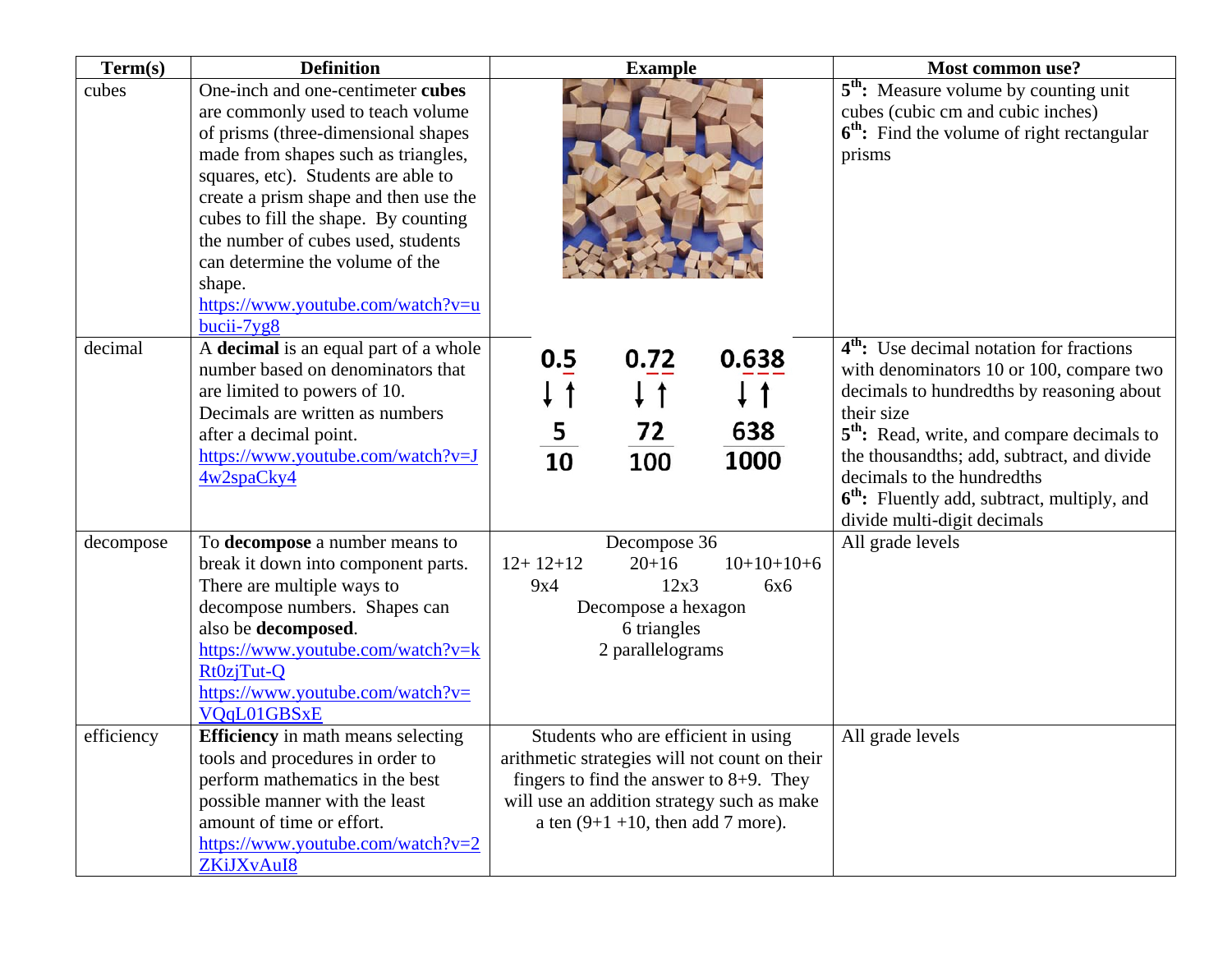| Term(s) | Definition | Example | Most common use? |
|---|---|---|---|
| cubes | One-inch and one-centimeter **cubes** are commonly used to teach volume of prisms (three-dimensional shapes made from shapes such as triangles, squares, etc). Students are able to create a prism shape and then use the cubes to fill the shape. By counting the number of cubes used, students can determine the volume of the shape. https://www.youtube.com/watch?v=ubucii-7yg8 | | **5th:** Measure volume by counting unit cubes (cubic cm and cubic inches) **6th:** Find the volume of right rectangular prisms |
| decimal | A **decimal** is an equal part of a whole number based on denominators that are limited to powers of 10. Decimals are written as numbers after a decimal point. https://www.youtube.com/watch?v=J4w2spaCky4 | 0.5 ↓↑ $\frac{5}{10}$ 0.72 ↓↑ $\frac{72}{100}$ 0.638 ↓↑ $\frac{638}{1000}$ | **4th:** Use decimal notation for fractions with denominators 10 or 100, compare two decimals to hundredths by reasoning about their size **5th:** Read, write, and compare decimals to the thousandths; add, subtract, and divide decimals to the hundredths **6th:** Fluently add, subtract, multiply, and divide multi-digit decimals |
| decompose | To **decompose** a number means to break it down into component parts. There are multiple ways to decompose numbers. Shapes can also be **decomposed**. https://www.youtube.com/watch?v=kRt0zjTut-Q https://www.youtube.com/watch?v=VQqL01GBSxE | Decompose 36<br>12+ 12+12 20+16 10+10+10+6<br>9x4 12x3 6x6<br>Decompose a hexagon<br>6 triangles<br>2 parallelograms | All grade levels |
| efficiency | **Efficiency** in math means selecting tools and procedures in order to perform mathematics in the best possible manner with the least amount of time or effort. https://www.youtube.com/watch?v=2ZKiJXvAuI8 | Students who are efficient in using arithmetic strategies will not count on their fingers to find the answer to 8+9. They will use an addition strategy such as make a ten (9+1 +10, then add 7 more). | All grade levels |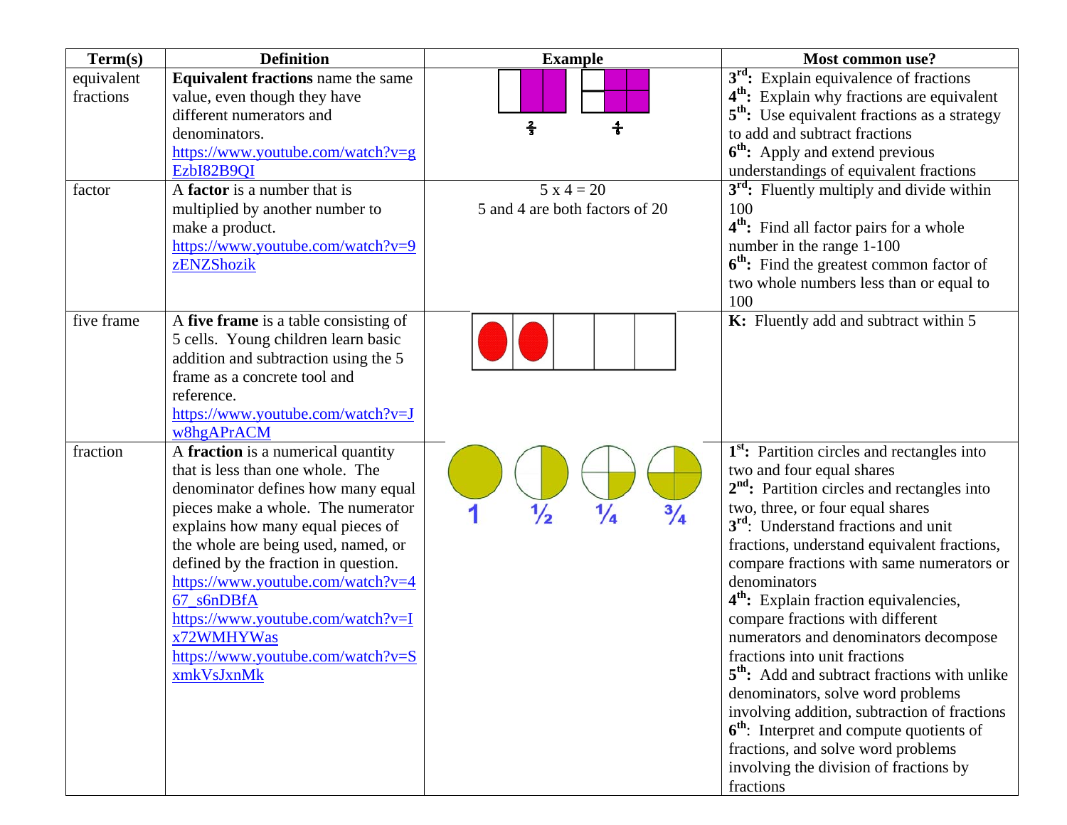| Term(s) | Definition | Example | Most common use? |
|---|---|---|---|
| equivalent fractions | **Equivalent fractions** name the same value, even though they have different numerators and denominators. https://www.youtube.com/watch?v=gEzbI82B9QI | $\frac{2}{3}$ $\frac{4}{6}$ | **3rd:** Explain equivalence of fractions **4th:** Explain why fractions are equivalent **5th:** Use equivalent fractions as a strategy to add and subtract fractions **6th:** Apply and extend previous understandings of equivalent fractions |
| factor | A **factor** is a number that is multiplied by another number to make a product. https://www.youtube.com/watch?v=9zENZShozik | 5 x 4 = 20<br>5 and 4 are both factors of 20 | **3rd:** Fluently multiply and divide within 100 **4th:** Find all factor pairs for a whole number in the range 1-100 **6th:** Find the greatest common factor of two whole numbers less than or equal to 100 |
| five frame | A **five frame** is a table consisting of 5 cells. Young children learn basic addition and subtraction using the 5 frame as a concrete tool and reference. https://www.youtube.com/watch?v=Jw8hgAPrACM | | **K:** Fluently add and subtract within 5 |
| fraction | A **fraction** is a numerical quantity that is less than one whole. The denominator defines how many equal pieces make a whole. The numerator explains how many equal pieces of the whole are being used, named, or defined by the fraction in question. https://www.youtube.com/watch?v=467_s6nDBfA https://www.youtube.com/watch?v=Ix72WMHYWas https://www.youtube.com/watch?v=SxmkVsJxnMk | 1 $\frac{1}{2}$ $\frac{1}{4}$ $\frac{3}{4}$ | **1st:** Partition circles and rectangles into two and four equal shares **2nd:** Partition circles and rectangles into two, three, or four equal shares **3rd**: Understand fractions and unit fractions, understand equivalent fractions, compare fractions with same numerators or denominators **4th:** Explain fraction equivalencies, compare fractions with different numerators and denominators decompose fractions into unit fractions **5th:** Add and subtract fractions with unlike denominators, solve word problems involving addition, subtraction of fractions **6th**: Interpret and compute quotients of fractions, and solve word problems involving the division of fractions by fractions |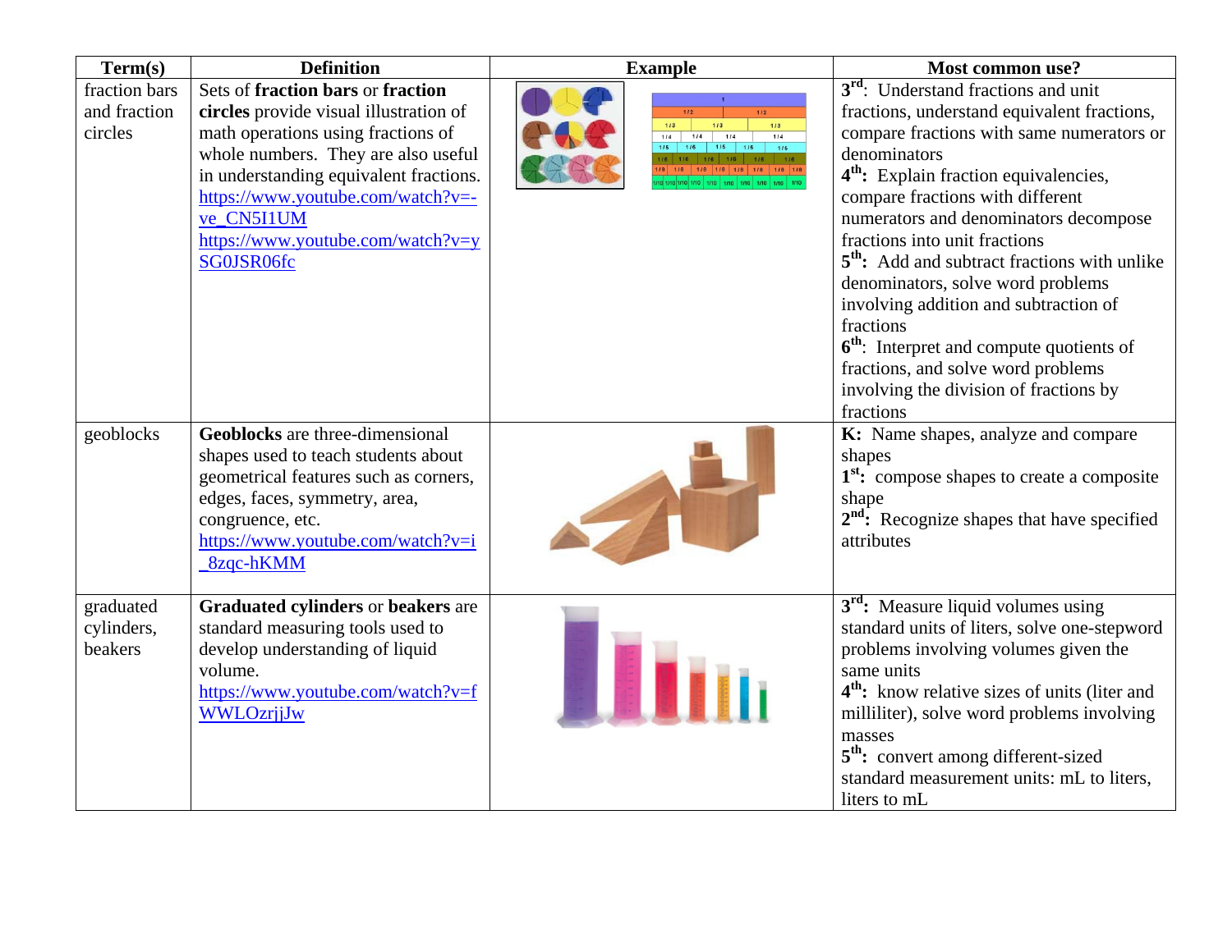| Term(s) | Definition | Example | Most common use? |
|---|---|---|---|
| fraction bars and fraction circles | Sets of **fraction bars** or **fraction circles** provide visual illustration of math operations using fractions of whole numbers. They are also useful in understanding equivalent fractions. https://www.youtube.com/watch?v=-ve_CN5I1UM https://www.youtube.com/watch?v=ySG0JSR06fc | | **3rd**: Understand fractions and unit fractions, understand equivalent fractions, compare fractions with same numerators or denominators **4th**: Explain fraction equivalencies, compare fractions with different numerators and denominators decompose fractions into unit fractions **5th**: Add and subtract fractions with unlike denominators, solve word problems involving addition and subtraction of fractions **6th**: Interpret and compute quotients of fractions, and solve word problems involving the division of fractions by fractions |
| geoblocks | **Geoblocks** are three-dimensional shapes used to teach students about geometrical features such as corners, edges, faces, symmetry, area, congruence, etc. https://www.youtube.com/watch?v=i_8zqc-hKMM | | **K:** Name shapes, analyze and compare shapes **1st:** compose shapes to create a composite shape **2nd:** Recognize shapes that have specified attributes |
| graduated cylinders, beakers | **Graduated cylinders** or **beakers** are standard measuring tools used to develop understanding of liquid volume. https://www.youtube.com/watch?v=fWWLOzrjjJw | | **3rd:** Measure liquid volumes using standard units of liters, solve one-stepword problems involving volumes given the same units **4th:** know relative sizes of units (liter and milliliter), solve word problems involving masses **5th:** convert among different-sized standard measurement units: mL to liters, liters to mL |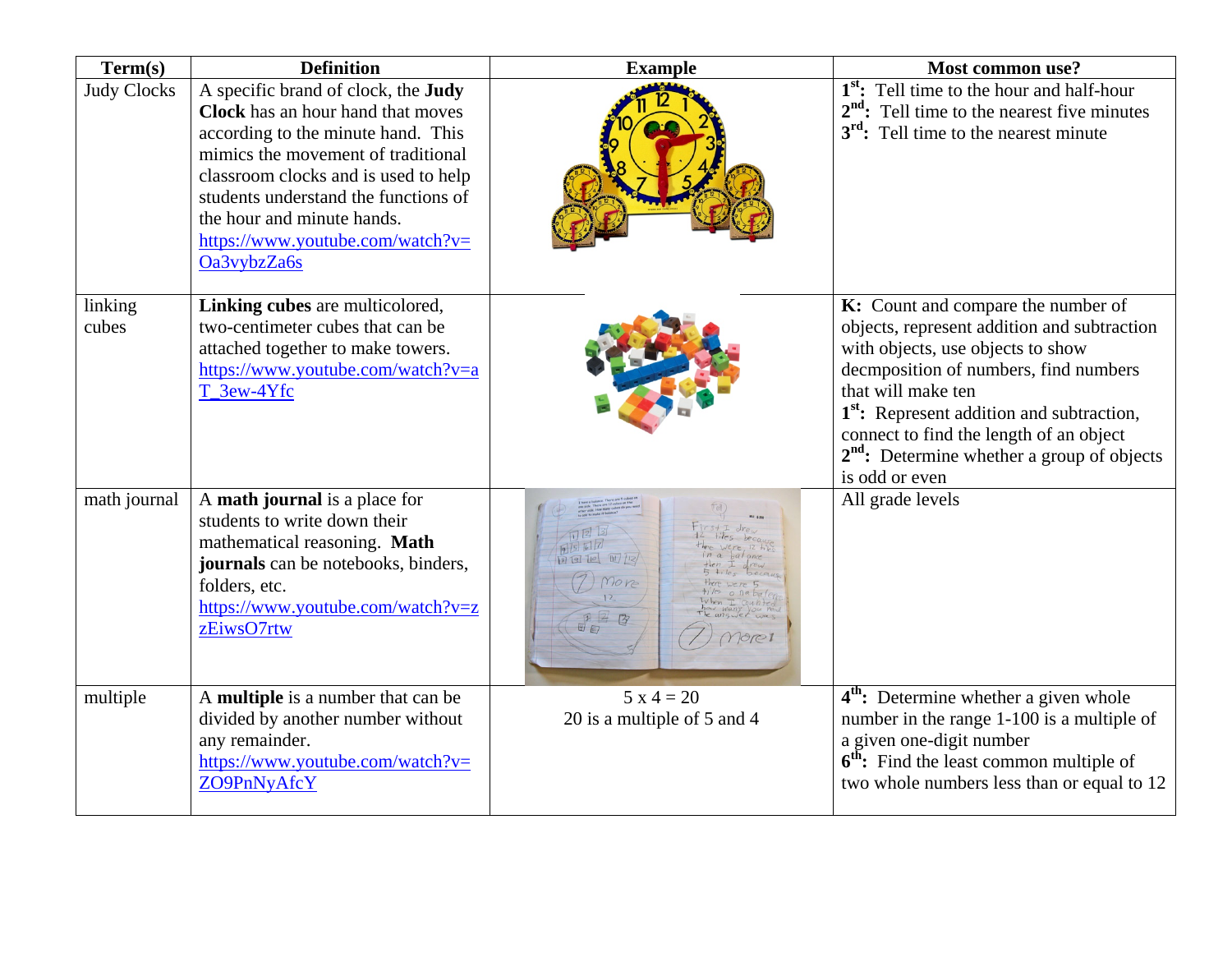| Term(s) | Definition | Example | Most common use? |
|---|---|---|---|
| Judy Clocks | A specific brand of clock, the **Judy Clock** has an hour hand that moves according to the minute hand. This mimics the movement of traditional classroom clocks and is used to help students understand the functions of the hour and minute hands. https://www.youtube.com/watch?v=Oa3vybzZa6s | | **1st:** Tell time to the hour and half-hour<br>**2nd:** Tell time to the nearest five minutes<br>**3rd:** Tell time to the nearest minute |
| linking cubes | **Linking cubes** are multicolored, two-centimeter cubes that can be attached together to make towers. https://www.youtube.com/watch?v=aT_3ew-4Yfc | | **K:** Count and compare the number of objects, represent addition and subtraction with objects, use objects to show decmposition of numbers, find numbers that will make ten<br>**1st:** Represent addition and subtraction, connect to find the length of an object<br>**2nd:** Determine whether a group of objects is odd or even |
| math journal | A **math journal** is a place for students to write down their mathematical reasoning. **Math journals** can be notebooks, binders, folders, etc. https://www.youtube.com/watch?v=zzEiwsO7rtw | | All grade levels |
| multiple | A **multiple** is a number that can be divided by another number without any remainder. https://www.youtube.com/watch?v=ZO9PnNyAfcY | $5 \times 4 = 20$<br>20 is a multiple of 5 and 4 | **4th:** Determine whether a given whole number in the range 1-100 is a multiple of a given one-digit number<br>**6th:** Find the least common multiple of two whole numbers less than or equal to 12 |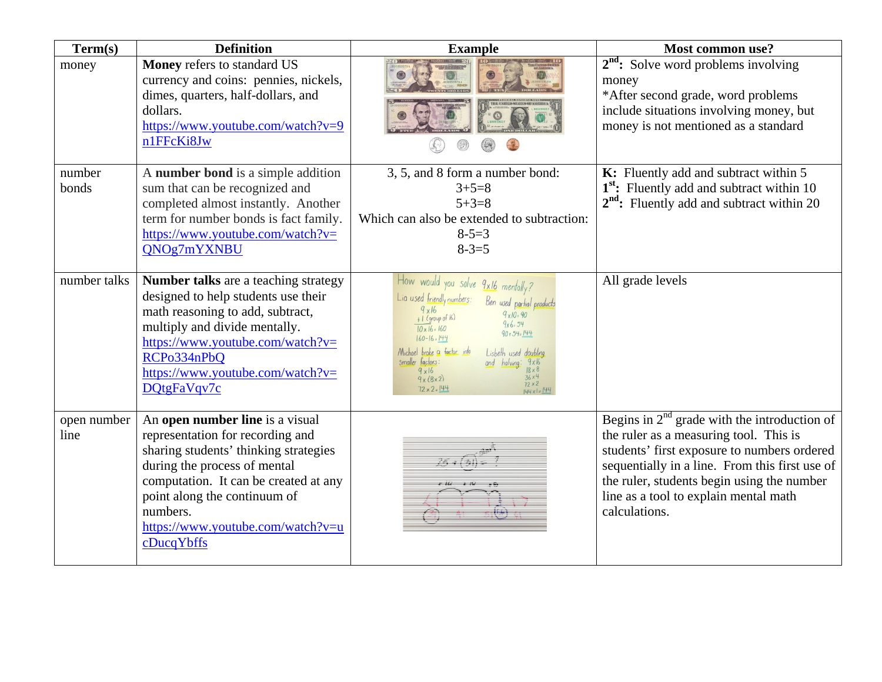| Term(s) | Definition | Example | Most common use? |
|---|---|---|---|
| money | **Money** refers to standard US currency and coins: pennies, nickels, dimes, quarters, half-dollars, and dollars. https://www.youtube.com/watch?v=9n1FFcKi8Jw | | **2nd:** Solve word problems involving money<br>*After second grade, word problems include situations involving money, but money is not mentioned as a standard |
| number bonds | A **number bond** is a simple addition sum that can be recognized and completed almost instantly. Another term for number bonds is fact family. https://www.youtube.com/watch?v=QNOg7mYXNBU | 3, 5, and 8 form a number bond:<br>3+5=8<br>5+3=8<br>Which can also be extended to subtraction:<br>8-5=3<br>8-3=5 | **K:** Fluently add and subtract within 5<br>**1st:** Fluently add and subtract within 10<br>**2nd:** Fluently add and subtract within 20 |
| number talks | **Number talks** are a teaching strategy designed to help students use their math reasoning to add, subtract, multiply and divide mentally. https://www.youtube.com/watch?v=RCPo334nPbQ https://www.youtube.com/watch?v=DQtgFaVqv7c | | All grade levels |
| open number line | An **open number line** is a visual representation for recording and sharing students' thinking strategies during the process of mental computation. It can be created at any point along the continuum of numbers. https://www.youtube.com/watch?v=ucDucqYbffs | | Begins in 2nd grade with the introduction of the ruler as a measuring tool. This is students' first exposure to numbers ordered sequentially in a line. From this first use of the ruler, students begin using the number line as a tool to explain mental math calculations. |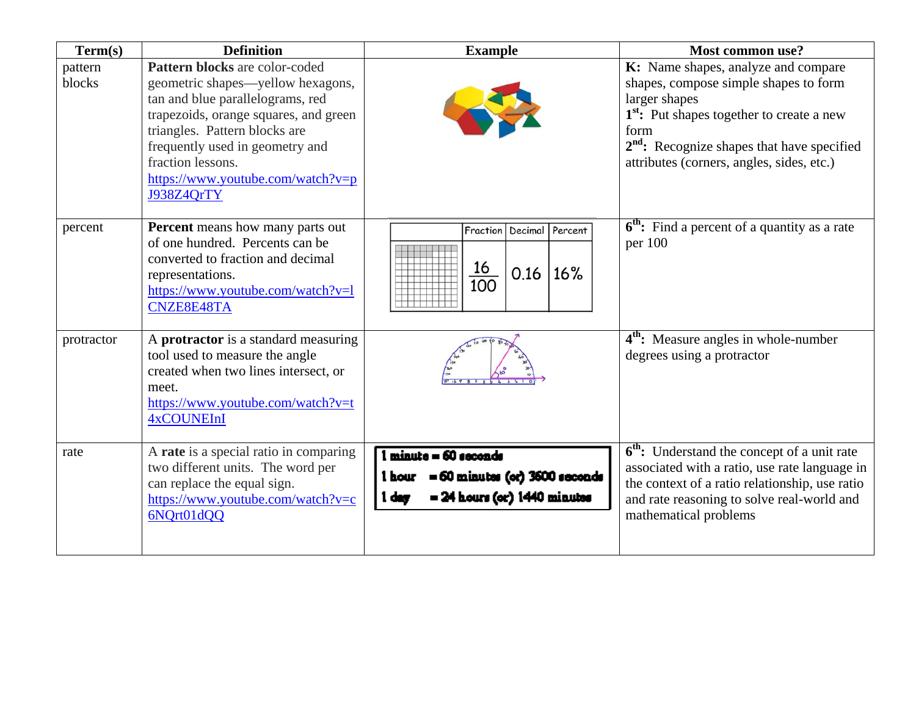| Term(s) | Definition | Example | Most common use? |
|---|---|---|---|
| pattern blocks | **Pattern blocks** are color-coded geometric shapes—yellow hexagons, tan and blue parallelograms, red trapezoids, orange squares, and green triangles. Pattern blocks are frequently used in geometry and fraction lessons. https://www.youtube.com/watch?v=pJ938Z4QrTY | | **K:** Name shapes, analyze and compare shapes, compose simple shapes to form larger shapes<br>**1st:** Put shapes together to create a new form<br>**2nd:** Recognize shapes that have specified attributes (corners, angles, sides, etc.) |
| percent | **Percent** means how many parts out of one hundred. Percents can be converted to fraction and decimal representations. https://www.youtube.com/watch?v=lCNZE8E48TA | Fraction: $\frac{16}{100}$; Decimal: 0.16; Percent: 16% | **6th:** Find a percent of a quantity as a rate per 100 |
| protractor | A **protractor** is a standard measuring tool used to measure the angle created when two lines intersect, or meet. https://www.youtube.com/watch?v=t4xCOUNEInI | | **4th:** Measure angles in whole-number degrees using a protractor |
| rate | A **rate** is a special ratio in comparing two different units. The word per can replace the equal sign. https://www.youtube.com/watch?v=c6NQrt01dQQ | 1 minute = 60 seconds<br>1 hour = 60 minutes (or) 3600 seconds<br>1 day = 24 hours (or) 1440 minutes | **6th:** Understand the concept of a unit rate associated with a ratio, use rate language in the context of a ratio relationship, use ratio and rate reasoning to solve real-world and mathematical problems |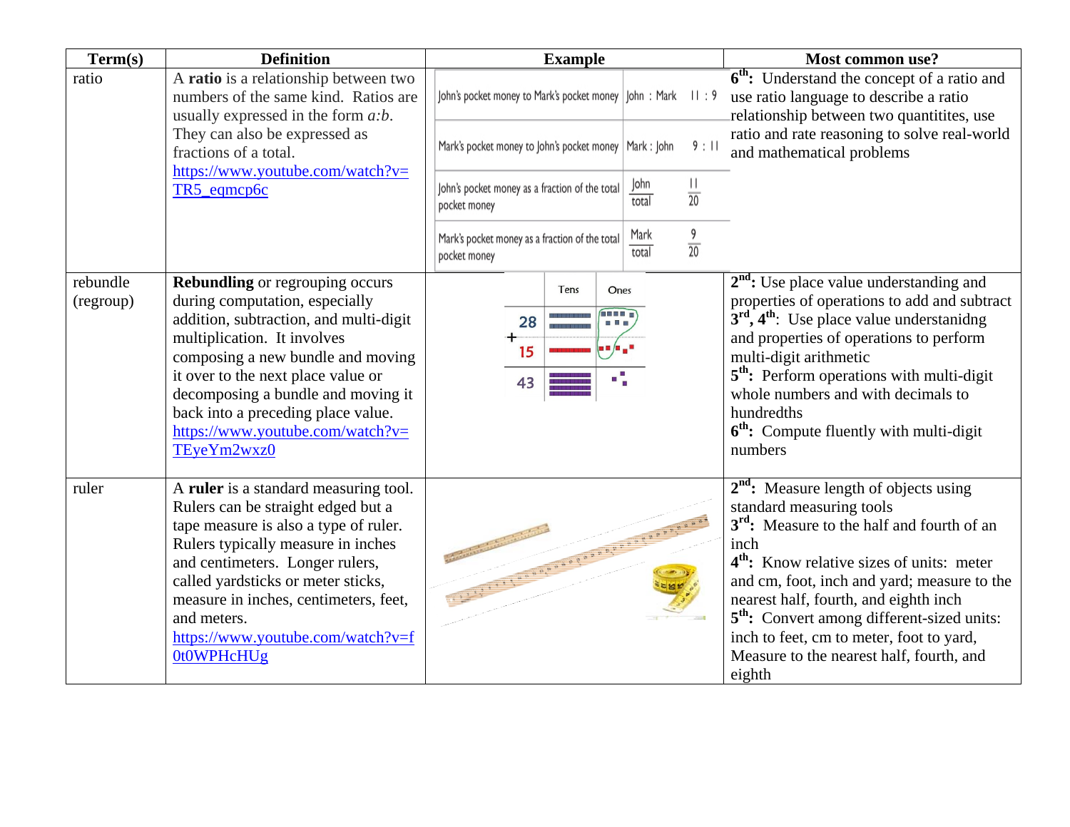| Term(s) | Definition | Example | Most common use? |
|---|---|---|---|
| ratio | A **ratio** is a relationship between two numbers of the same kind. Ratios are usually expressed in the form *a:b*. They can also be expressed as fractions of a total. https://www.youtube.com/watch?v=TR5_eqmcp6c | John's pocket money to Mark's pocket money — John : Mark — 11 : 9<br>Mark's pocket money to John's pocket money — Mark : John — 9 : 11<br>John's pocket money as a fraction of the total pocket money — $\frac{John}{total}$ — $\frac{11}{20}$<br>Mark's pocket money as a fraction of the total pocket money — $\frac{Mark}{total}$ — $\frac{9}{20}$ | **6th:** Understand the concept of a ratio and use ratio language to describe a ratio relationship between two quantitites, use ratio and rate reasoning to solve real-world and mathematical problems |
| rebundle (regroup) | **Rebundling** or regrouping occurs during computation, especially addition, subtraction, and multi-digit multiplication. It involves composing a new bundle and moving it over to the next place value or decomposing a bundle and moving it back into a preceding place value. https://www.youtube.com/watch?v=TEyeYm2wxz0 | Tens / Ones<br>28<br>+ 15<br>43 | **2nd:** Use place value understanding and properties of operations to add and subtract<br>**3rd, 4th:** Use place value understanidng and properties of operations to perform multi-digit arithmetic<br>**5th:** Perform operations with multi-digit whole numbers and with decimals to hundredths<br>**6th:** Compute fluently with multi-digit numbers |
| ruler | A **ruler** is a standard measuring tool. Rulers can be straight edged but a tape measure is also a type of ruler. Rulers typically measure in inches and centimeters. Longer rulers, called yardsticks or meter sticks, measure in inches, centimeters, feet, and meters. https://www.youtube.com/watch?v=f0t0WPHcHUg | | **2nd:** Measure length of objects using standard measuring tools<br>**3rd:** Measure to the half and fourth of an inch<br>**4th:** Know relative sizes of units: meter and cm, foot, inch and yard; measure to the nearest half, fourth, and eighth inch<br>**5th:** Convert among different-sized units: inch to feet, cm to meter, foot to yard, Measure to the nearest half, fourth, and eighth |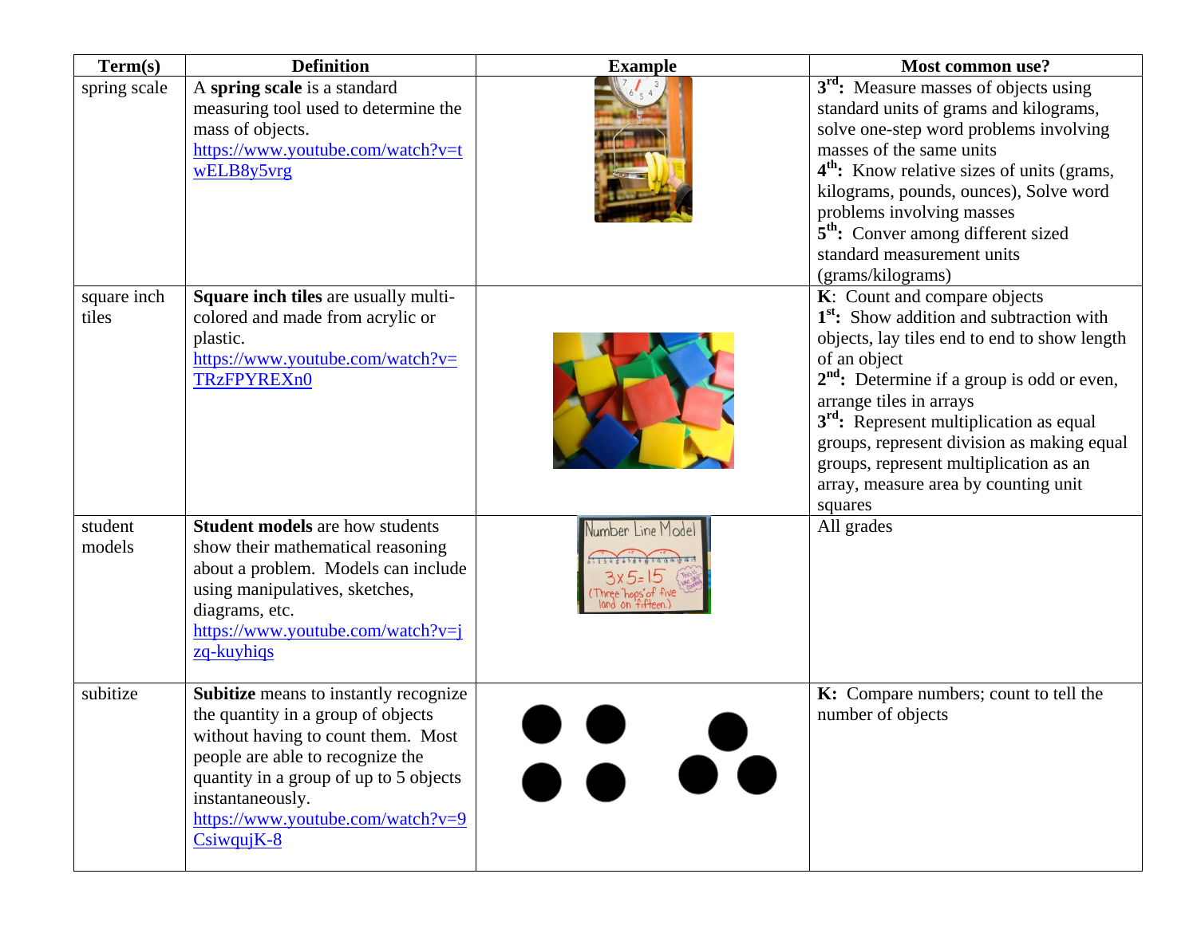| Term(s) | Definition | Example | Most common use? |
|---|---|---|---|
| spring scale | A **spring scale** is a standard measuring tool used to determine the mass of objects. https://www.youtube.com/watch?v=twELB8y5vrg | | **3rd:** Measure masses of objects using standard units of grams and kilograms, solve one-step word problems involving masses of the same units **4th:** Know relative sizes of units (grams, kilograms, pounds, ounces), Solve word problems involving masses **5th:** Conver among different sized standard measurement units (grams/kilograms) |
| square inch tiles | **Square inch tiles** are usually multi-colored and made from acrylic or plastic. https://www.youtube.com/watch?v=TRzFPYREXn0 | | **K**: Count and compare objects **1st:** Show addition and subtraction with objects, lay tiles end to end to show length of an object **2nd:** Determine if a group is odd or even, arrange tiles in arrays **3rd:** Represent multiplication as equal groups, represent division as making equal groups, represent multiplication as an array, measure area by counting unit squares |
| student models | **Student models** are how students show their mathematical reasoning about a problem. Models can include using manipulatives, sketches, diagrams, etc. https://www.youtube.com/watch?v=jzq-kuyhiqs | | All grades |
| subitize | **Subitize** means to instantly recognize the quantity in a group of objects without having to count them. Most people are able to recognize the quantity in a group of up to 5 objects instantaneously. https://www.youtube.com/watch?v=9CsiwqujK-8 | | **K:** Compare numbers; count to tell the number of objects |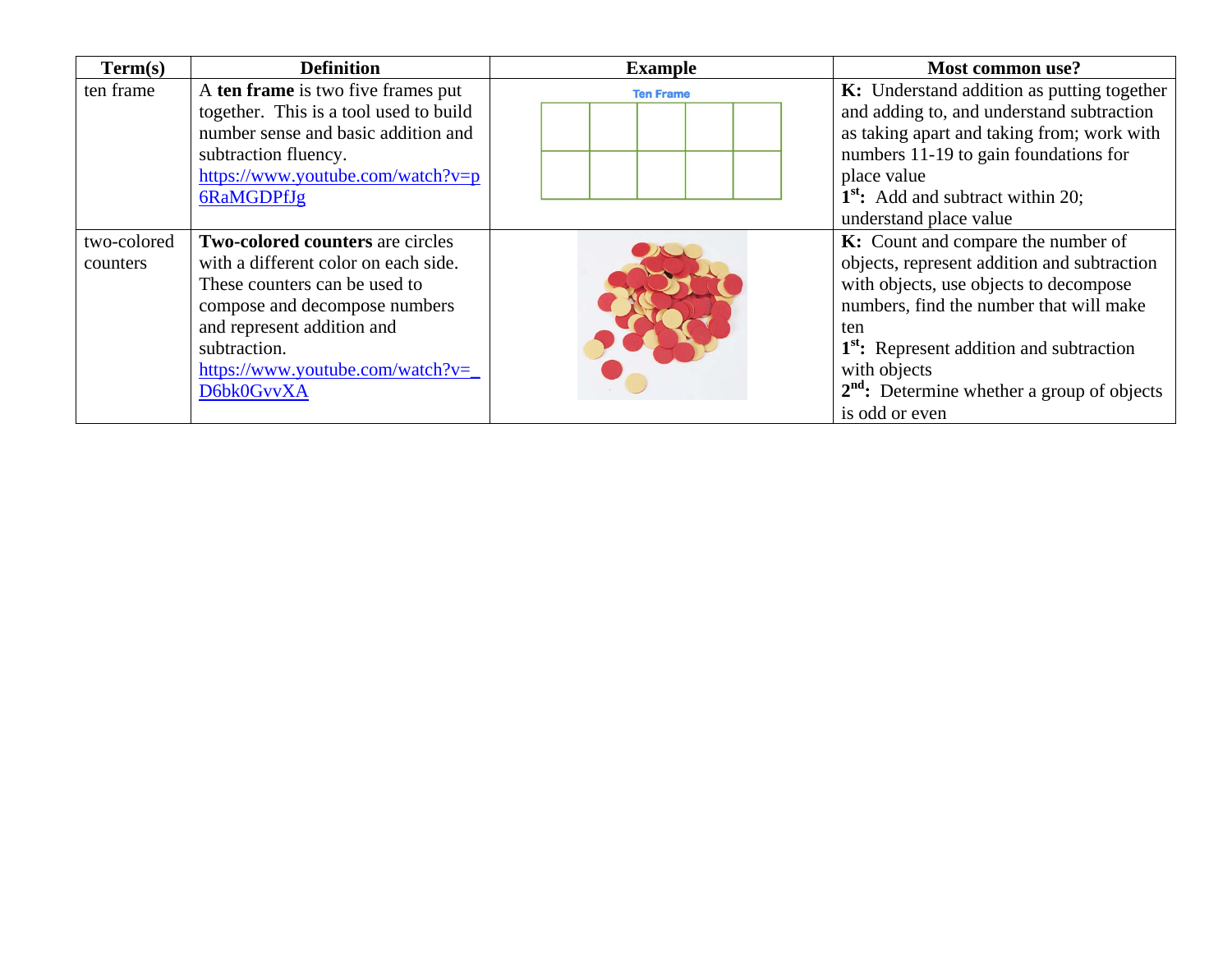| Term(s) | Definition | Example | Most common use? |
| --- | --- | --- | --- |
| ten frame | A **ten frame** is two five frames put together. This is a tool used to build number sense and basic addition and subtraction fluency. https://www.youtube.com/watch?v=p6RaMGDPfJg | Ten Frame | **K:** Understand addition as putting together and adding to, and understand subtraction as taking apart and taking from; work with numbers 11-19 to gain foundations for place value<br>**1st:** Add and subtract within 20; understand place value |
| two-colored counters | **Two-colored counters** are circles with a different color on each side. These counters can be used to compose and decompose numbers and represent addition and subtraction. https://www.youtube.com/watch?v=_D6bk0GvvXA | | **K:** Count and compare the number of objects, represent addition and subtraction with objects, use objects to decompose numbers, find the number that will make ten<br>**1st:** Represent addition and subtraction with objects<br>**2nd:** Determine whether a group of objects is odd or even |